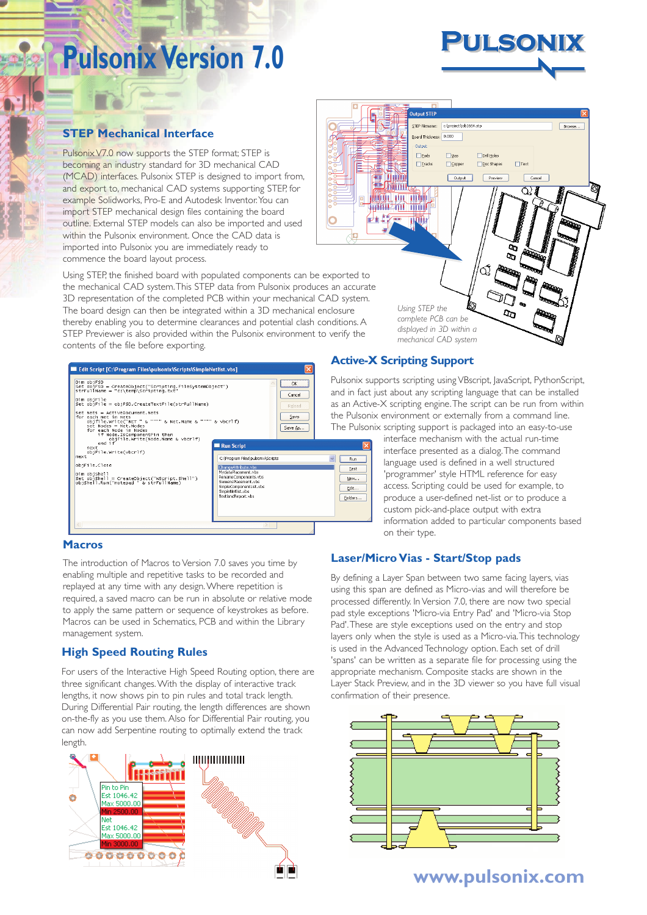# Pulsonix Version 7.0

PULSONIX

## STEP Mechanical Interface

Pulsonix V7.0 now supports the STEP format; STEP is becoming an industry standard for 3D mechanical CAD (MCAD) interfaces. Pulsonix STEP is designed to import from, and export to, mechanical CAD systems supporting STEP, for example Solidworks, Pro-E and Autodesk Inventor. You can import STEP mechanical design files containing the board outline. External STEP models can also be imported and used within the Pulsonix environment. Once the CAD data is imported into Pulsonix you are immediately ready to commence the board layout process.

Using STEP, the finished board with populated components can be exported to the mechanical CAD system. This STEP data from Pulsonix produces an accurate 3D representation of the completed PCB within your mechanical CAD system. The board design can then be integrated within a 3D mechanical enclosure thereby enabling you to determine clearances and potential clash conditions. A STEP Previewer is also provided within the Pulsonix environment to verify the contents of the file before exporting.

*Using STEP the complete PCB can be displayed in 3D within a mechanical CAD system*

## Active-X Scripting Support

Pulsonix supports scripting using VBscript, JavaScript, PythonScript, and in fact just about any scripting language that can be installed as an Active-X scripting engine. The script can be run from within the Pulsonix environment or externally from a command line. The Pulsonix scripting support is packaged into an easy-to-use interface mechanism with the actual run-time interface presented as a dialog. The command language used is defined in a well structured 'programmer' style HTML reference for easy access. Scripting could be used for example, to produce a user-defined net-list or to produce a custom pick-and-place output with extra information added to particular components based on their type.

## Macros

The introduction of Macros to Version 7.0 saves you time by enabling multiple and repetitive tasks to be recorded and replayed at any time with any design. Where repetition is required, a saved macro can be run in absolute or relative mode to apply the same pattern or sequence of keystrokes as before. Macros can be used in Schematics, PCB and within the Library management system.

## High Speed Routing Rules

For users of the Interactive High Speed Routing option, there are three significant changes. With the display of interactive track lengths, it now shows pin to pin rules and total track length. During Differential Pair routing, the length differences are shown on-the-fly as you use them. Also for Differential Pair routing, you can now add Serpentine routing to optimally extend the track length.

## Laser/Micro Vias - Start/Stop pads

By defining a Layer Span between two same facing layers, vias using this span are defined as Micro-vias and will therefore be processed differently. In Version 7.0, there are now two special pad style exceptions 'Micro-via Entry Pad' and 'Micro-via Stop Pad'. These are style exceptions used on the entry and stop layers only when the style is used as a Micro-via. This technology is used in the Advanced Technology option. Each set of drill 'spans' can be written as a separate file for processing using the appropriate mechanism. Composite stacks are shown in the Layer Stack Preview, and in the 3D viewer so you have full visual confirmation of their presence.

www.pulsonix.com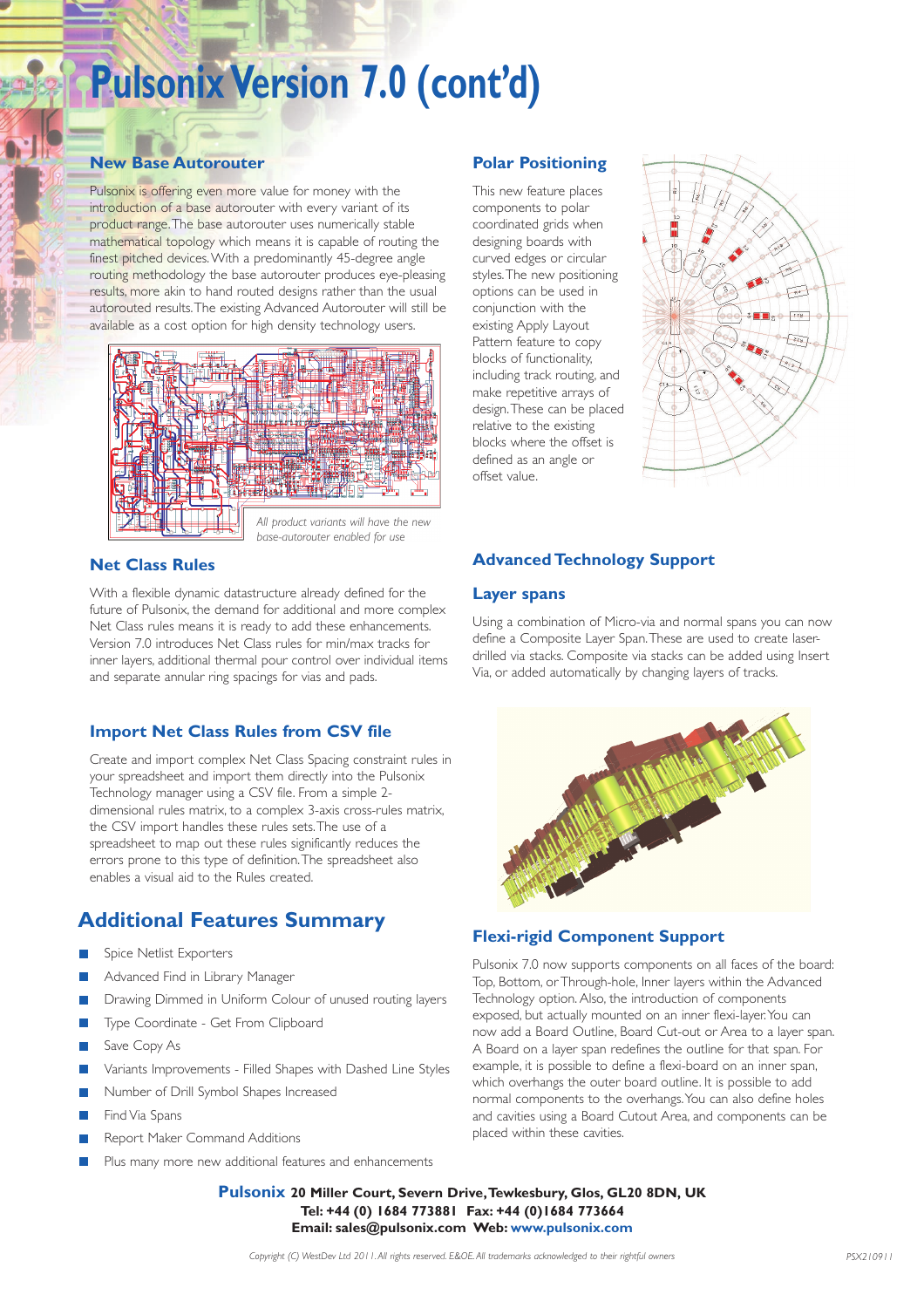# Pulsonix Version 7.0 (cont'd)

## New Base Autorouter

Pulsonix is offering even more value for money with the introduction of a base autorouter with every variant of its product range. The base autorouter uses numerically stable mathematical topology which means it is capable of routing the finest pitched devices. With a predominantly 45-degree angle routing methodology the base autorouter produces eye-pleasing results, more akin to hand routed designs rather than the usual autorouted results. The existing Advanced Autorouter will still be available as a cost option for high density technology users.

*All product variants will have the new base-autorouter enabled for use*

## Net Class Rules

With a flexible dynamic datastructure already defined for the future of Pulsonix, the demand for additional and more complex Net Class rules means it is ready to add these enhancements. Version 7.0 introduces Net Class rules for min/max tracks for inner layers, additional thermal pour control over individual items and separate annular ring spacings for vias and pads.

## Import Net Class Rules from CSV file

Create and import complex Net Class Spacing constraint rules in your spreadsheet and import them directly into the Pulsonix Technology manager using a CSV file. From a simple 2-dimensional rules matrix, to a complex 3-axis cross-rules matrix, the CSV import handles these rules sets. The use of a spreadsheet to map out these rules significantly reduces the errors prone to this type of definition. The spreadsheet also enables a visual aid to the Rules created.

## Additional Features Summary

- Spice Netlist Exporters
- Advanced Find in Library Manager
- Drawing Dimmed in Uniform Colour of unused routing layers
- Type Coordinate - Get From Clipboard
- Save Copy As
- Variants Improvements - Filled Shapes with Dashed Line Styles
- Number of Drill Symbol Shapes Increased
- Find Via Spans
- Report Maker Command Additions
- Plus many more new additional features and enhancements

## Polar Positioning

This new feature places components to polar coordinated grids when designing boards with curved edges or circular styles. The new positioning options can be used in conjunction with the existing Apply Layout Pattern feature to copy blocks of functionality, including track routing, and make repetitive arrays of design. These can be placed relative to the existing blocks where the offset is defined as an angle or offset value.

## Advanced Technology Support

### Layer spans

Using a combination of Micro-via and normal spans you can now define a Composite Layer Span. These are used to create laser-drilled via stacks. Composite via stacks can be added using Insert Via, or added automatically by changing layers of tracks.

## Flexi-rigid Component Support

Pulsonix 7.0 now supports components on all faces of the board: Top, Bottom, or Through-hole, Inner layers within the Advanced Technology option. Also, the introduction of components exposed, but actually mounted on an inner flexi-layer. You can now add a Board Outline, Board Cut-out or Area to a layer span. A Board on a layer span redefines the outline for that span. For example, it is possible to define a flexi-board on an inner span, which overhangs the outer board outline. It is possible to add normal components to the overhangs. You can also define holes and cavities using a Board Cutout Area, and components can be placed within these cavities.

**Pulsonix 20 Miller Court, Severn Drive, Tewkesbury, Glos, GL20 8DN, UK**
**Tel: +44 (0) 1684 773881 Fax: +44 (0)1684 773664**
**Email: sales@pulsonix.com Web: www.pulsonix.com**

*Copyright (C) WestDev Ltd 2011. All rights reserved. E&OE. All trademarks acknowledged to their rightful owners*

PSX210911